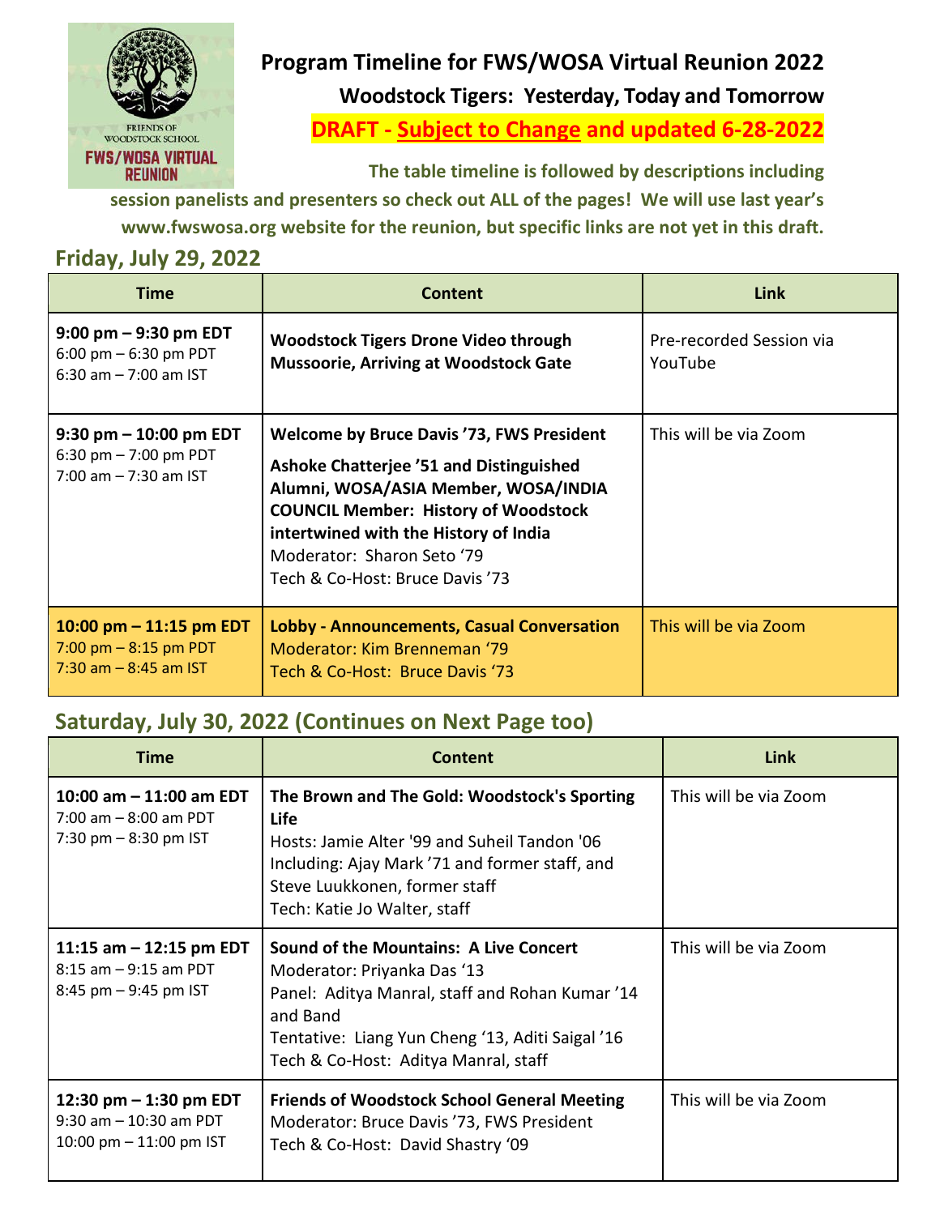# Program Timeline for FWS/WOSA Virtual Reunion 2022

## Woodstock Tigers: Yesterday, Today and Tomorrow

**DRAFT - Subject to Change and updated 6-28-2022**

**The table timeline is followed by descriptions including session panelists and presenters so check out ALL of the pages! We will use last year's www.fwswosa.org website for the reunion, but specific links are not yet in this draft.**

## Friday, July 29, 2022

| Time | Content | Link |
|---|---|---|
| **9:00 pm – 9:30 pm EDT**<br>6:00 pm – 6:30 pm PDT<br>6:30 am – 7:00 am IST | **Woodstock Tigers Drone Video through Mussoorie, Arriving at Woodstock Gate** | Pre-recorded Session via YouTube |
| **9:30 pm – 10:00 pm EDT**<br>6:30 pm – 7:00 pm PDT<br>7:00 am – 7:30 am IST | **Welcome by Bruce Davis '73, FWS President**<br>**Ashoke Chatterjee '51 and Distinguished Alumni, WOSA/ASIA Member, WOSA/INDIA COUNCIL Member: History of Woodstock intertwined with the History of India**<br>Moderator: Sharon Seto '79<br>Tech & Co-Host: Bruce Davis '73 | This will be via Zoom |
| **10:00 pm – 11:15 pm EDT**<br>7:00 pm – 8:15 pm PDT<br>7:30 am – 8:45 am IST | **Lobby - Announcements, Casual Conversation**<br>Moderator: Kim Brenneman '79<br>Tech & Co-Host: Bruce Davis '73 | This will be via Zoom |

## Saturday, July 30, 2022 (Continues on Next Page too)

| Time | Content | Link |
|---|---|---|
| **10:00 am – 11:00 am EDT**<br>7:00 am – 8:00 am PDT<br>7:30 pm – 8:30 pm IST | **The Brown and The Gold: Woodstock's Sporting Life**<br>Hosts: Jamie Alter '99 and Suheil Tandon '06<br>Including: Ajay Mark '71 and former staff, and Steve Luukkonen, former staff<br>Tech: Katie Jo Walter, staff | This will be via Zoom |
| **11:15 am – 12:15 pm EDT**<br>8:15 am – 9:15 am PDT<br>8:45 pm – 9:45 pm IST | **Sound of the Mountains: A Live Concert**<br>Moderator: Priyanka Das '13<br>Panel: Aditya Manral, staff and Rohan Kumar '14 and Band<br>Tentative: Liang Yun Cheng '13, Aditi Saigal '16<br>Tech & Co-Host: Aditya Manral, staff | This will be via Zoom |
| **12:30 pm – 1:30 pm EDT**<br>9:30 am – 10:30 am PDT<br>10:00 pm – 11:00 pm IST | **Friends of Woodstock School General Meeting**<br>Moderator: Bruce Davis '73, FWS President<br>Tech & Co-Host: David Shastry '09 | This will be via Zoom |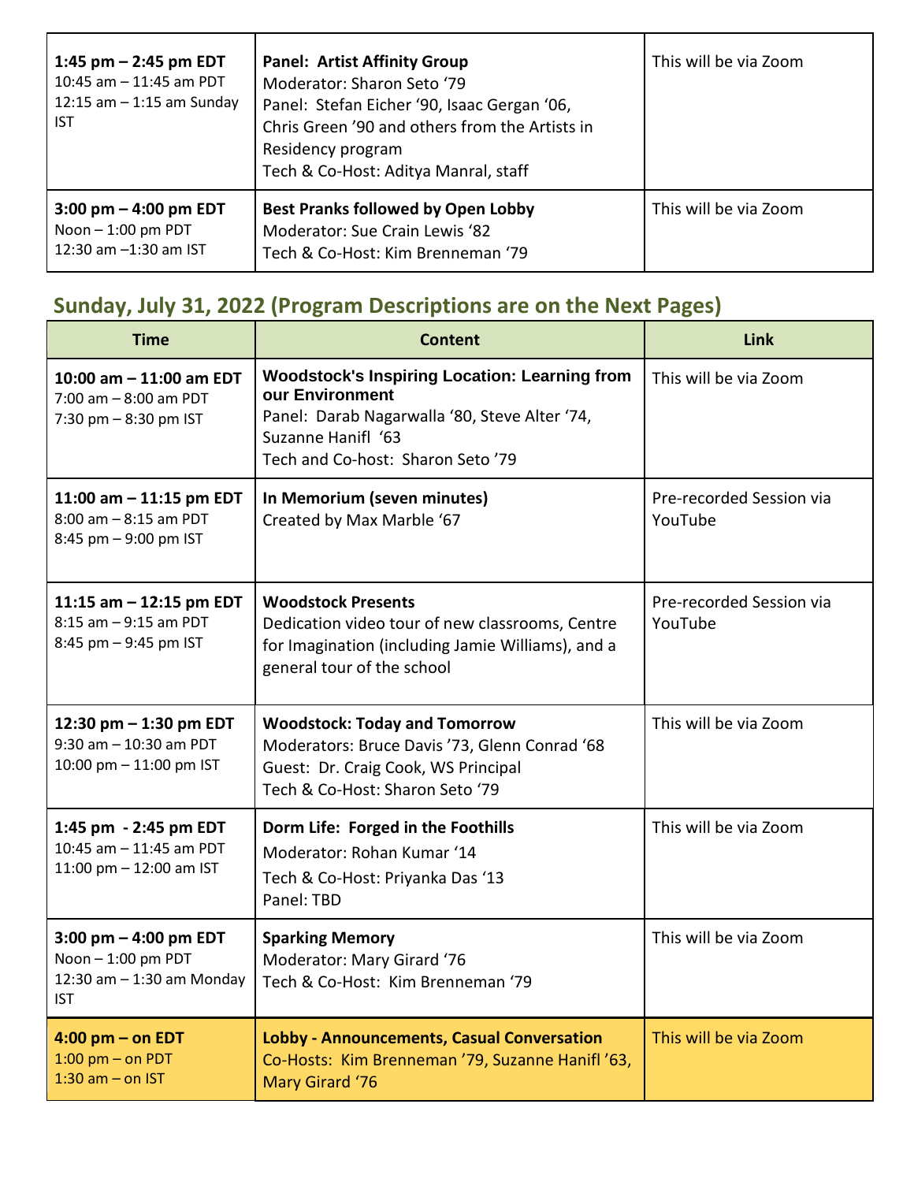| | | |
|---|---|---|
| **1:45 pm – 2:45 pm EDT**<br>10:45 am – 11:45 am PDT<br>12:15 am – 1:15 am Sunday IST | **Panel: Artist Affinity Group**<br>Moderator: Sharon Seto '79<br>Panel: Stefan Eicher '90, Isaac Gergan '06, Chris Green '90 and others from the Artists in Residency program<br>Tech & Co-Host: Aditya Manral, staff | This will be via Zoom |
| **3:00 pm – 4:00 pm EDT**<br>Noon – 1:00 pm PDT<br>12:30 am –1:30 am IST | **Best Pranks followed by Open Lobby**<br>Moderator: Sue Crain Lewis '82<br>Tech & Co-Host: Kim Brenneman '79 | This will be via Zoom |

## Sunday, July 31, 2022 (Program Descriptions are on the Next Pages)

| Time | Content | Link |
|---|---|---|
| **10:00 am – 11:00 am EDT**<br>7:00 am – 8:00 am PDT<br>7:30 pm – 8:30 pm IST | **Woodstock's Inspiring Location: Learning from our Environment**<br>Panel: Darab Nagarwalla '80, Steve Alter '74, Suzanne Hanifl '63<br>Tech and Co-host: Sharon Seto '79 | This will be via Zoom |
| **11:00 am – 11:15 pm EDT**<br>8:00 am – 8:15 am PDT<br>8:45 pm – 9:00 pm IST | **In Memorium (seven minutes)**<br>Created by Max Marble '67 | Pre-recorded Session via YouTube |
| **11:15 am – 12:15 pm EDT**<br>8:15 am – 9:15 am PDT<br>8:45 pm – 9:45 pm IST | **Woodstock Presents**<br>Dedication video tour of new classrooms, Centre for Imagination (including Jamie Williams), and a general tour of the school | Pre-recorded Session via YouTube |
| **12:30 pm – 1:30 pm EDT**<br>9:30 am – 10:30 am PDT<br>10:00 pm – 11:00 pm IST | **Woodstock: Today and Tomorrow**<br>Moderators: Bruce Davis '73, Glenn Conrad '68<br>Guest: Dr. Craig Cook, WS Principal<br>Tech & Co-Host: Sharon Seto '79 | This will be via Zoom |
| **1:45 pm - 2:45 pm EDT**<br>10:45 am – 11:45 am PDT<br>11:00 pm – 12:00 am IST | **Dorm Life: Forged in the Foothills**<br>Moderator: Rohan Kumar '14<br>Tech & Co-Host: Priyanka Das '13<br>Panel: TBD | This will be via Zoom |
| **3:00 pm – 4:00 pm EDT**<br>Noon – 1:00 pm PDT<br>12:30 am – 1:30 am Monday IST | **Sparking Memory**<br>Moderator: Mary Girard '76<br>Tech & Co-Host: Kim Brenneman '79 | This will be via Zoom |
| **4:00 pm – on EDT**<br>1:00 pm – on PDT<br>1:30 am – on IST | **Lobby - Announcements, Casual Conversation**<br>Co-Hosts: Kim Brenneman '79, Suzanne Hanifl '63, Mary Girard '76 | This will be via Zoom |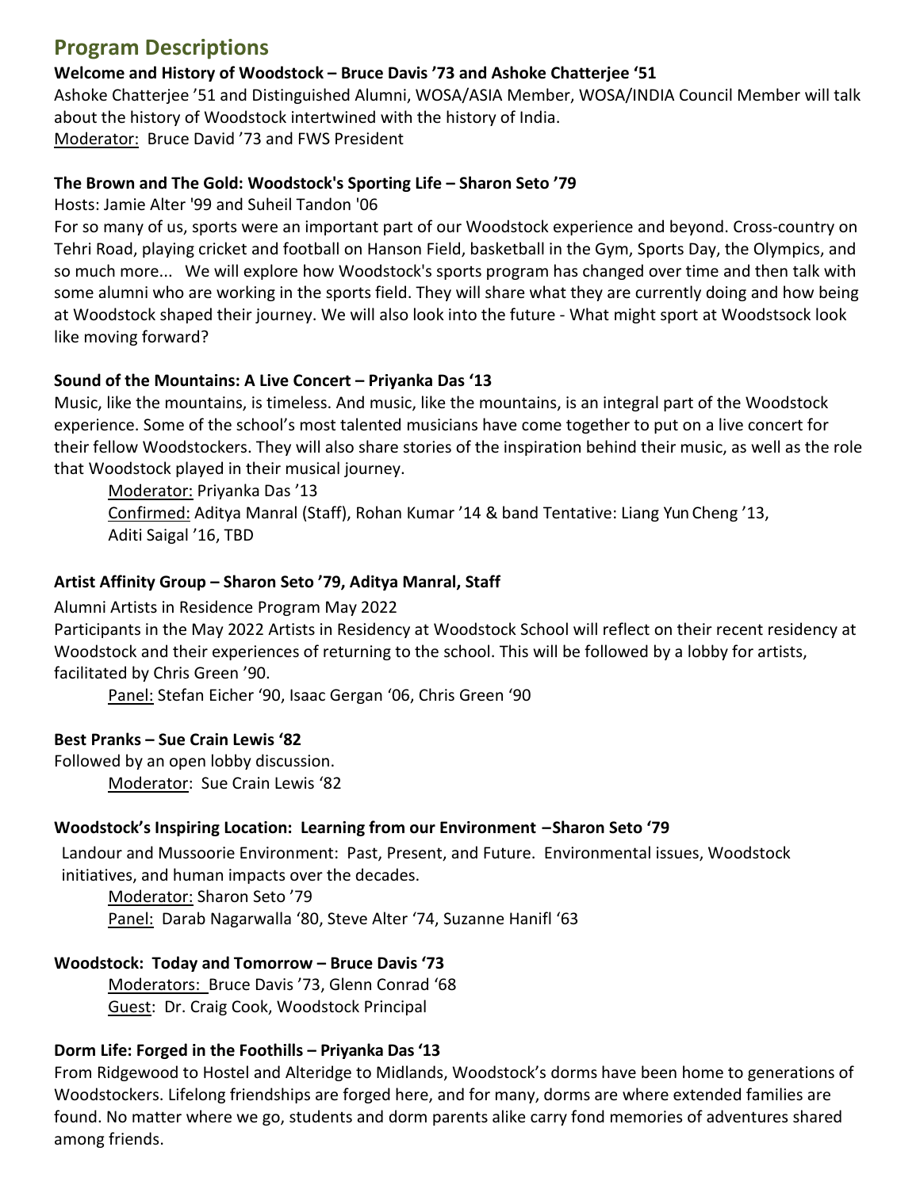## Program Descriptions

**Welcome and History of Woodstock – Bruce Davis '73 and Ashoke Chatterjee '51**

Ashoke Chatterjee '51 and Distinguished Alumni, WOSA/ASIA Member, WOSA/INDIA Council Member will talk about the history of Woodstock intertwined with the history of India.

Moderator: Bruce David '73 and FWS President

**The Brown and The Gold: Woodstock's Sporting Life – Sharon Seto '79**

Hosts: Jamie Alter '99 and Suheil Tandon '06

For so many of us, sports were an important part of our Woodstock experience and beyond. Cross-country on Tehri Road, playing cricket and football on Hanson Field, basketball in the Gym, Sports Day, the Olympics, and so much more... We will explore how Woodstock's sports program has changed over time and then talk with some alumni who are working in the sports field. They will share what they are currently doing and how being at Woodstock shaped their journey. We will also look into the future - What might sport at Woodstsock look like moving forward?

**Sound of the Mountains: A Live Concert – Priyanka Das '13**

Music, like the mountains, is timeless. And music, like the mountains, is an integral part of the Woodstock experience. Some of the school's most talented musicians have come together to put on a live concert for their fellow Woodstockers. They will also share stories of the inspiration behind their music, as well as the role that Woodstock played in their musical journey.

Moderator: Priyanka Das '13

Confirmed: Aditya Manral (Staff), Rohan Kumar '14 & band Tentative: Liang Yun Cheng '13, Aditi Saigal '16, TBD

**Artist Affinity Group – Sharon Seto '79, Aditya Manral, Staff**

Alumni Artists in Residence Program May 2022

Participants in the May 2022 Artists in Residency at Woodstock School will reflect on their recent residency at Woodstock and their experiences of returning to the school. This will be followed by a lobby for artists, facilitated by Chris Green '90.

Panel: Stefan Eicher '90, Isaac Gergan '06, Chris Green '90

**Best Pranks – Sue Crain Lewis '82**

Followed by an open lobby discussion.

Moderator: Sue Crain Lewis '82

**Woodstock's Inspiring Location: Learning from our Environment –Sharon Seto '79**

Landour and Mussoorie Environment: Past, Present, and Future. Environmental issues, Woodstock initiatives, and human impacts over the decades.

Moderator: Sharon Seto '79

Panel: Darab Nagarwalla '80, Steve Alter '74, Suzanne Hanifl '63

**Woodstock: Today and Tomorrow – Bruce Davis '73**

Moderators: Bruce Davis '73, Glenn Conrad '68

Guest: Dr. Craig Cook, Woodstock Principal

**Dorm Life: Forged in the Foothills – Priyanka Das '13**

From Ridgewood to Hostel and Alteridge to Midlands, Woodstock's dorms have been home to generations of Woodstockers. Lifelong friendships are forged here, and for many, dorms are where extended families are found. No matter where we go, students and dorm parents alike carry fond memories of adventures shared among friends.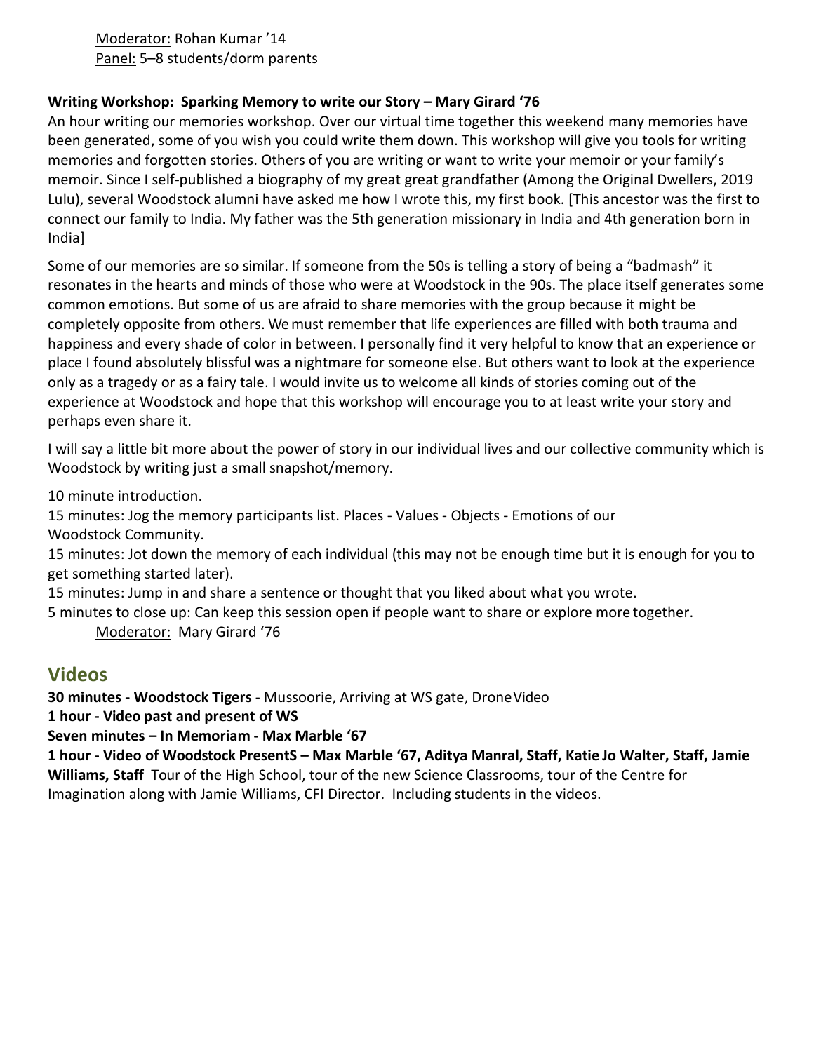Moderator: Rohan Kumar '14
Panel: 5–8 students/dorm parents

**Writing Workshop: Sparking Memory to write our Story – Mary Girard '76**

An hour writing our memories workshop. Over our virtual time together this weekend many memories have been generated, some of you wish you could write them down. This workshop will give you tools for writing memories and forgotten stories. Others of you are writing or want to write your memoir or your family's memoir. Since I self-published a biography of my great great grandfather (Among the Original Dwellers, 2019 Lulu), several Woodstock alumni have asked me how I wrote this, my first book. [This ancestor was the first to connect our family to India. My father was the 5th generation missionary in India and 4th generation born in India]

Some of our memories are so similar. If someone from the 50s is telling a story of being a "badmash" it resonates in the hearts and minds of those who were at Woodstock in the 90s. The place itself generates some common emotions. But some of us are afraid to share memories with the group because it might be completely opposite from others. We must remember that life experiences are filled with both trauma and happiness and every shade of color in between. I personally find it very helpful to know that an experience or place I found absolutely blissful was a nightmare for someone else. But others want to look at the experience only as a tragedy or as a fairy tale. I would invite us to welcome all kinds of stories coming out of the experience at Woodstock and hope that this workshop will encourage you to at least write your story and perhaps even share it.

I will say a little bit more about the power of story in our individual lives and our collective community which is Woodstock by writing just a small snapshot/memory.

10 minute introduction.
15 minutes: Jog the memory participants list. Places - Values - Objects - Emotions of our Woodstock Community.
15 minutes: Jot down the memory of each individual (this may not be enough time but it is enough for you to get something started later).
15 minutes: Jump in and share a sentence or thought that you liked about what you wrote.
5 minutes to close up: Can keep this session open if people want to share or explore more together.

Moderator: Mary Girard '76

## Videos

**30 minutes - Woodstock Tigers** - Mussoorie, Arriving at WS gate, Drone Video

**1 hour - Video past and present of WS**

**Seven minutes – In Memoriam - Max Marble '67**

**1 hour - Video of Woodstock PresentS – Max Marble '67, Aditya Manral, Staff, Katie Jo Walter, Staff, Jamie Williams, Staff** Tour of the High School, tour of the new Science Classrooms, tour of the Centre for Imagination along with Jamie Williams, CFI Director. Including students in the videos.